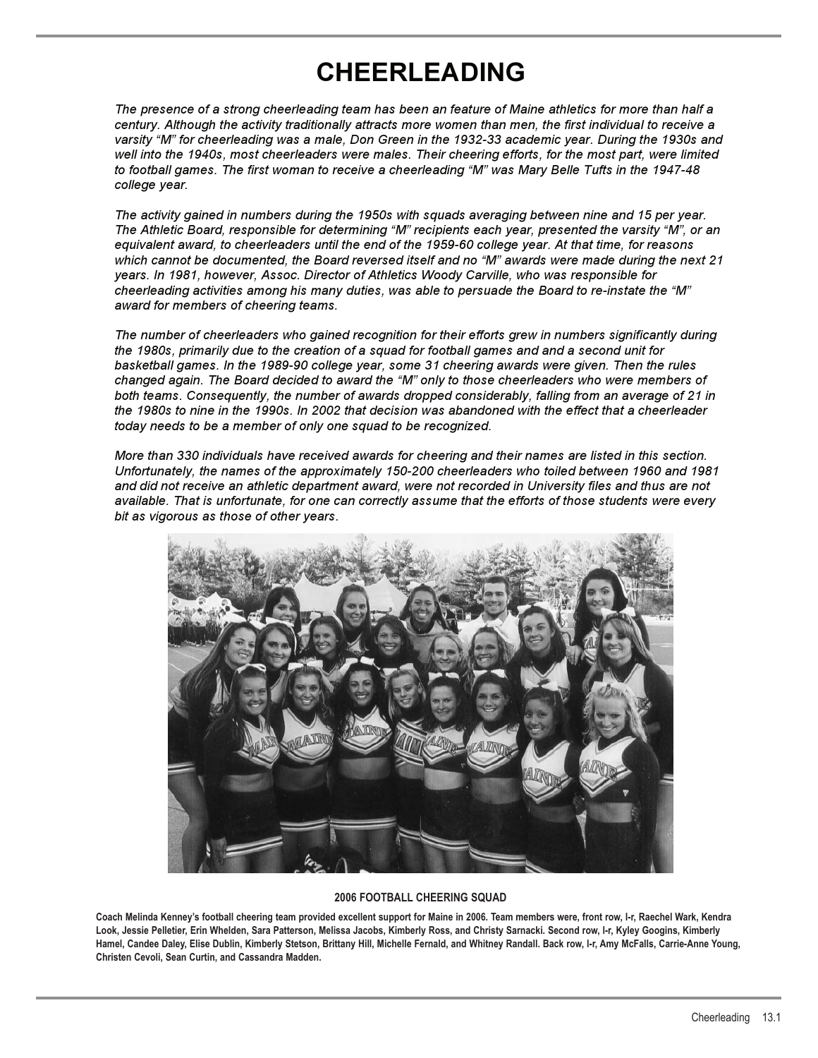# CHEERLEADING

*The presence of a strong cheerleading team has been an feature of Maine athletics for more than half a century. Although the activity traditionally attracts more women than men, the first individual to receive a varsity "M" for cheerleading was a male, Don Green in the 1932-33 academic year. During the 1930s and well into the 1940s, most cheerleaders were males. Their cheering efforts, for the most part, were limited to football games. The first woman to receive a cheerleading "M" was Mary Belle Tufts in the 1947-48 college year.*

*The activity gained in numbers during the 1950s with squads averaging between nine and 15 per year. The Athletic Board, responsible for determining "M" recipients each year, presented the varsity "M", or an equivalent award, to cheerleaders until the end of the 1959-60 college year. At that time, for reasons which cannot be documented, the Board reversed itself and no "M" awards were made during the next 21 years. In 1981, however, Assoc. Director of Athletics Woody Carville, who was responsible for cheerleading activities among his many duties, was able to persuade the Board to re-instate the "M" award for members of cheering teams.*

*The number of cheerleaders who gained recognition for their efforts grew in numbers significantly during the 1980s, primarily due to the creation of a squad for football games and and a second unit for basketball games. In the 1989-90 college year, some 31 cheering awards were given. Then the rules changed again. The Board decided to award the "M" only to those cheerleaders who were members of both teams. Consequently, the number of awards dropped considerably, falling from an average of 21 in the 1980s to nine in the 1990s. In 2002 that decision was abandoned with the effect that a cheerleader today needs to be a member of only one squad to be recognized.*

*More than 330 individuals have received awards for cheering and their names are listed in this section. Unfortunately, the names of the approximately 150-200 cheerleaders who toiled between 1960 and 1981 and did not receive an athletic department award, were not recorded in University files and thus are not available. That is unfortunate, for one can correctly assume that the efforts of those students were every bit as vigorous as those of other years.*

**2006 FOOTBALL CHEERING SQUAD**

**Coach Melinda Kenney's football cheering team provided excellent support for Maine in 2006. Team members were, front row, l-r, Raechel Wark, Kendra Look, Jessie Pelletier, Erin Whelden, Sara Patterson, Melissa Jacobs, Kimberly Ross, and Christy Sarnacki. Second row, l-r, Kyley Googins, Kimberly Hamel, Candee Daley, Elise Dublin, Kimberly Stetson, Brittany Hill, Michelle Fernald, and Whitney Randall. Back row, l-r, Amy McFalls, Carrie-Anne Young, Christen Cevoli, Sean Curtin, and Cassandra Madden.**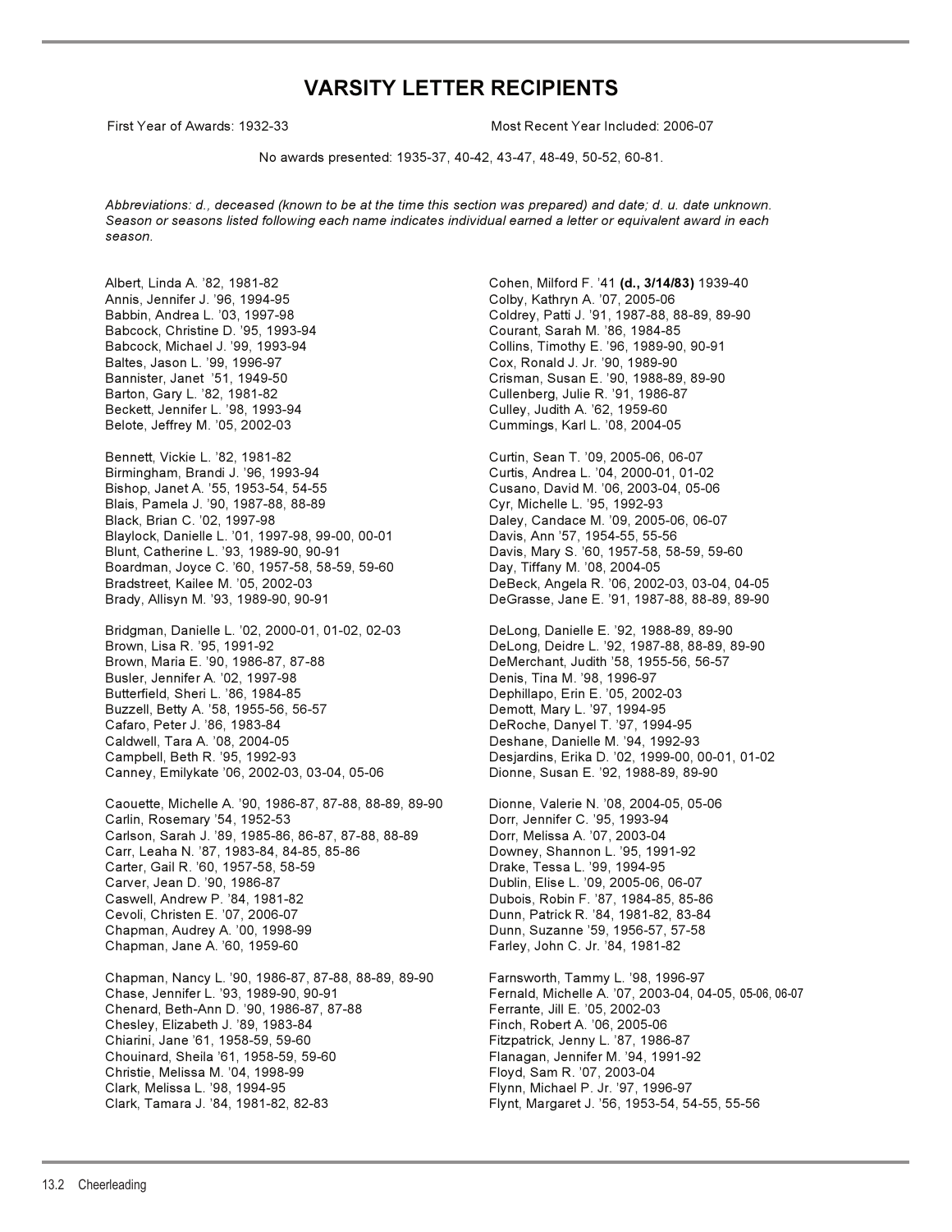# VARSITY LETTER RECIPIENTS

First Year of Awards: 1932-33 | Most Recent Year Included: 2006-07

No awards presented: 1935-37, 40-42, 43-47, 48-49, 50-52, 60-81.

*Abbreviations: d., deceased (known to be at the time this section was prepared) and date; d. u. date unknown. Season or seasons listed following each name indicates individual earned a letter or equivalent award in each season.*

Albert, Linda A. '82, 1981-82
Annis, Jennifer J. '96, 1994-95
Babbin, Andrea L. '03, 1997-98
Babcock, Christine D. '95, 1993-94
Babcock, Michael J. '99, 1993-94
Baltes, Jason L. '99, 1996-97
Bannister, Janet '51, 1949-50
Barton, Gary L. '82, 1981-82
Beckett, Jennifer L. '98, 1993-94
Belote, Jeffrey M. '05, 2002-03

Bennett, Vickie L. '82, 1981-82
Birmingham, Brandi J. '96, 1993-94
Bishop, Janet A. '55, 1953-54, 54-55
Blais, Pamela J. '90, 1987-88, 88-89
Black, Brian C. '02, 1997-98
Blaylock, Danielle L. '01, 1997-98, 99-00, 00-01
Blunt, Catherine L. '93, 1989-90, 90-91
Boardman, Joyce C. '60, 1957-58, 58-59, 59-60
Bradstreet, Kailee M. '05, 2002-03
Brady, Allisyn M. '93, 1989-90, 90-91

Bridgman, Danielle L. '02, 2000-01, 01-02, 02-03
Brown, Lisa R. '95, 1991-92
Brown, Maria E. '90, 1986-87, 87-88
Busler, Jennifer A. '02, 1997-98
Butterfield, Sheri L. '86, 1984-85
Buzzell, Betty A. '58, 1955-56, 56-57
Cafaro, Peter J. '86, 1983-84
Caldwell, Tara A. '08, 2004-05
Campbell, Beth R. '95, 1992-93
Canney, Emilykate '06, 2002-03, 03-04, 05-06

Caouette, Michelle A. '90, 1986-87, 87-88, 88-89, 89-90
Carlin, Rosemary '54, 1952-53
Carlson, Sarah J. '89, 1985-86, 86-87, 87-88, 88-89
Carr, Leaha N. '87, 1983-84, 84-85, 85-86
Carter, Gail R. '60, 1957-58, 58-59
Carver, Jean D. '90, 1986-87
Caswell, Andrew P. '84, 1981-82
Cevoli, Christen E. '07, 2006-07
Chapman, Audrey A. '00, 1998-99
Chapman, Jane A. '60, 1959-60

Chapman, Nancy L. '90, 1986-87, 87-88, 88-89, 89-90
Chase, Jennifer L. '93, 1989-90, 90-91
Chenard, Beth-Ann D. '90, 1986-87, 87-88
Chesley, Elizabeth J. '89, 1983-84
Chiarini, Jane '61, 1958-59, 59-60
Chouinard, Sheila '61, 1958-59, 59-60
Christie, Melissa M. '04, 1998-99
Clark, Melissa L. '98, 1994-95
Clark, Tamara J. '84, 1981-82, 82-83

Cohen, Milford F. '41 **(d., 3/14/83)** 1939-40
Colby, Kathryn A. '07, 2005-06
Coldrey, Patti J. '91, 1987-88, 88-89, 89-90
Courant, Sarah M. '86, 1984-85
Collins, Timothy E. '96, 1989-90, 90-91
Cox, Ronald J. Jr. '90, 1989-90
Crisman, Susan E. '90, 1988-89, 89-90
Cullenberg, Julie R. '91, 1986-87
Culley, Judith A. '62, 1959-60
Cummings, Karl L. '08, 2004-05

Curtin, Sean T. '09, 2005-06, 06-07
Curtis, Andrea L. '04, 2000-01, 01-02
Cusano, David M. '06, 2003-04, 05-06
Cyr, Michelle L. '95, 1992-93
Daley, Candace M. '09, 2005-06, 06-07
Davis, Ann '57, 1954-55, 55-56
Davis, Mary S. '60, 1957-58, 58-59, 59-60
Day, Tiffany M. '08, 2004-05
DeBeck, Angela R. '06, 2002-03, 03-04, 04-05
DeGrasse, Jane E. '91, 1987-88, 88-89, 89-90

DeLong, Danielle E. '92, 1988-89, 89-90
DeLong, Deidre L. '92, 1987-88, 88-89, 89-90
DeMerchant, Judith '58, 1955-56, 56-57
Denis, Tina M. '98, 1996-97
Dephillapo, Erin E. '05, 2002-03
Demott, Mary L. '97, 1994-95
DeRoche, Danyel T. '97, 1994-95
Deshane, Danielle M. '94, 1992-93
Desjardins, Erika D. '02, 1999-00, 00-01, 01-02
Dionne, Susan E. '92, 1988-89, 89-90

Dionne, Valerie N. '08, 2004-05, 05-06
Dorr, Jennifer C. '95, 1993-94
Dorr, Melissa A. '07, 2003-04
Downey, Shannon L. '95, 1991-92
Drake, Tessa L. '99, 1994-95
Dublin, Elise L. '09, 2005-06, 06-07
Dubois, Robin F. '87, 1984-85, 85-86
Dunn, Patrick R. '84, 1981-82, 83-84
Dunn, Suzanne '59, 1956-57, 57-58
Farley, John C. Jr. '84, 1981-82

Farnsworth, Tammy L. '98, 1996-97
Fernald, Michelle A. '07, 2003-04, 04-05, 05-06, 06-07
Ferrante, Jill E. '05, 2002-03
Finch, Robert A. '06, 2005-06
Fitzpatrick, Jenny L. '87, 1986-87
Flanagan, Jennifer M. '94, 1991-92
Floyd, Sam R. '07, 2003-04
Flynn, Michael P. Jr. '97, 1996-97
Flynt, Margaret J. '56, 1953-54, 54-55, 55-56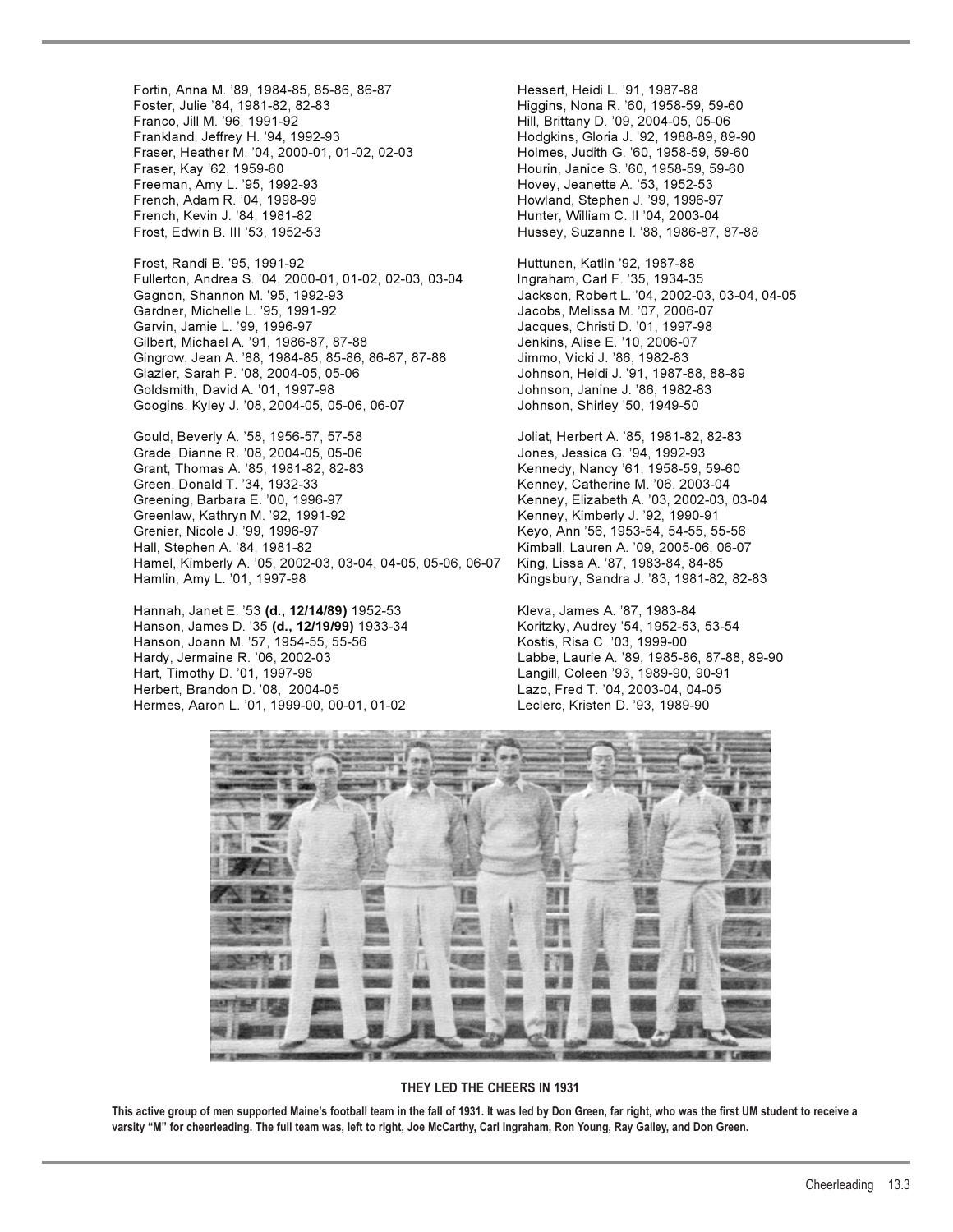Fortin, Anna M. '89, 1984-85, 85-86, 86-87
Foster, Julie '84, 1981-82, 82-83
Franco, Jill M. '96, 1991-92
Frankland, Jeffrey H. '94, 1992-93
Fraser, Heather M. '04, 2000-01, 01-02, 02-03
Fraser, Kay '62, 1959-60
Freeman, Amy L. '95, 1992-93
French, Adam R. '04, 1998-99
French, Kevin J. '84, 1981-82
Frost, Edwin B. III '53, 1952-53

Frost, Randi B. '95, 1991-92
Fullerton, Andrea S. '04, 2000-01, 01-02, 02-03, 03-04
Gagnon, Shannon M. '95, 1992-93
Gardner, Michelle L. '95, 1991-92
Garvin, Jamie L. '99, 1996-97
Gilbert, Michael A. '91, 1986-87, 87-88
Gingrow, Jean A. '88, 1984-85, 85-86, 86-87, 87-88
Glazier, Sarah P. '08, 2004-05, 05-06
Goldsmith, David A. '01, 1997-98
Googins, Kyley J. '08, 2004-05, 05-06, 06-07

Gould, Beverly A. '58, 1956-57, 57-58
Grade, Dianne R. '08, 2004-05, 05-06
Grant, Thomas A. '85, 1981-82, 82-83
Green, Donald T. '34, 1932-33
Greening, Barbara E. '00, 1996-97
Greenlaw, Kathryn M. '92, 1991-92
Grenier, Nicole J. '99, 1996-97
Hall, Stephen A. '84, 1981-82
Hamel, Kimberly A. '05, 2002-03, 03-04, 04-05, 05-06, 06-07
Hamlin, Amy L. '01, 1997-98

Hannah, Janet E. '53 **(d., 12/14/89)** 1952-53
Hanson, James D. '35 **(d., 12/19/99)** 1933-34
Hanson, Joann M. '57, 1954-55, 55-56
Hardy, Jermaine R. '06, 2002-03
Hart, Timothy D. '01, 1997-98
Herbert, Brandon D. '08, 2004-05
Hermes, Aaron L. '01, 1999-00, 00-01, 01-02

Hessert, Heidi L. '91, 1987-88
Higgins, Nona R. '60, 1958-59, 59-60
Hill, Brittany D. '09, 2004-05, 05-06
Hodgkins, Gloria J. '92, 1988-89, 89-90
Holmes, Judith G. '60, 1958-59, 59-60
Hourin, Janice S. '60, 1958-59, 59-60
Hovey, Jeanette A. '53, 1952-53
Howland, Stephen J. '99, 1996-97
Hunter, William C. II '04, 2003-04
Hussey, Suzanne I. '88, 1986-87, 87-88

Huttunen, Katlin '92, 1987-88
Ingraham, Carl F. '35, 1934-35
Jackson, Robert L. '04, 2002-03, 03-04, 04-05
Jacobs, Melissa M. '07, 2006-07
Jacques, Christi D. '01, 1997-98
Jenkins, Alise E. '10, 2006-07
Jimmo, Vicki J. '86, 1982-83
Johnson, Heidi J. '91, 1987-88, 88-89
Johnson, Janine J. '86, 1982-83
Johnson, Shirley '50, 1949-50

Joliat, Herbert A. '85, 1981-82, 82-83
Jones, Jessica G. '94, 1992-93
Kennedy, Nancy '61, 1958-59, 59-60
Kenney, Catherine M. '06, 2003-04
Kenney, Elizabeth A. '03, 2002-03, 03-04
Kenney, Kimberly J. '92, 1990-91
Keyo, Ann '56, 1953-54, 54-55, 55-56
Kimball, Lauren A. '09, 2005-06, 06-07
King, Lissa A. '87, 1983-84, 84-85
Kingsbury, Sandra J. '83, 1981-82, 82-83

Kleva, James A. '87, 1983-84
Koritzky, Audrey '54, 1952-53, 53-54
Kostis, Risa C. '03, 1999-00
Labbe, Laurie A. '89, 1985-86, 87-88, 89-90
Langill, Coleen '93, 1989-90, 90-91
Lazo, Fred T. '04, 2003-04, 04-05
Leclerc, Kristen D. '93, 1989-90

**THEY LED THE CHEERS IN 1931**

**This active group of men supported Maine's football team in the fall of 1931. It was led by Don Green, far right, who was the first UM student to receive a varsity "M" for cheerleading. The full team was, left to right, Joe McCarthy, Carl Ingraham, Ron Young, Ray Galley, and Don Green.**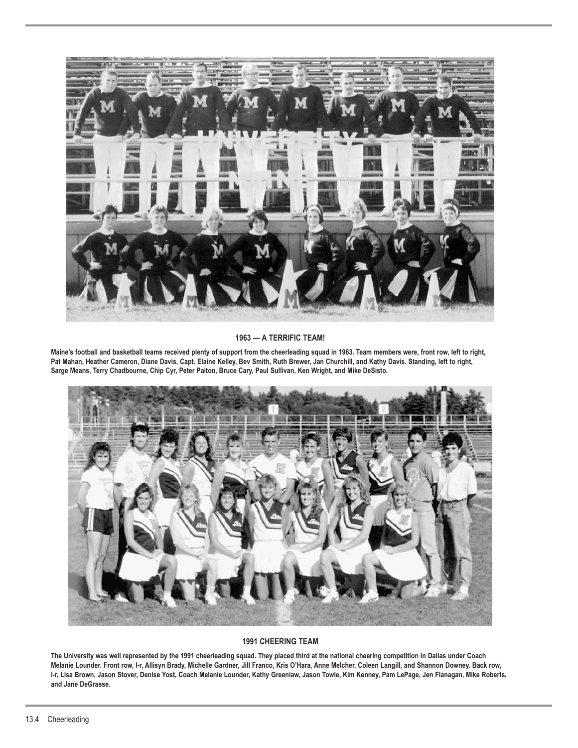**1963 — A TERRIFIC TEAM!**

**Maine's football and basketball teams received plenty of support from the cheerleading squad in 1963. Team members were, front row, left to right, Pat Mahan, Heather Cameron, Diane Davis, Capt. Elaine Kelley, Bev Smith, Ruth Brewer, Jan Churchill, and Kathy Davis. Standing, left to right, Sarge Means, Terry Chadbourne, Chip Cyr, Peter Paiton, Bruce Cary, Paul Sullivan, Ken Wright, and Mike DeSisto.**

**1991 CHEERING TEAM**

**The University was well represented by the 1991 cheerleading squad. They placed third at the national cheering competition in Dallas under Coach Melanie Lounder. Front row, l-r, Allisyn Brady, Michelle Gardner, Jill Franco, Kris O'Hara, Anne Melcher, Coleen Langill, and Shannon Downey. Back row, l-r, Lisa Brown, Jason Stover, Denise Yost, Coach Melanie Lounder, Kathy Greenlaw, Jason Towle, Kim Kenney, Pam LePage, Jen Flanagan, Mike Roberts, and Jane DeGrasse.**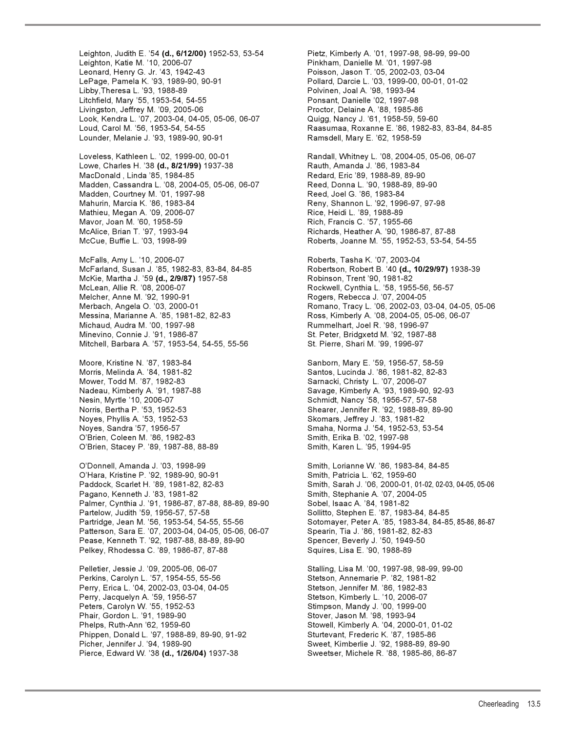Leighton, Judith E. '54 **(d., 6/12/00)** 1952-53, 53-54
Leighton, Katie M. '10, 2006-07
Leonard, Henry G. Jr. '43, 1942-43
LePage, Pamela K. '93, 1989-90, 90-91
Libby,Theresa L. '93, 1988-89
Litchfield, Mary '55, 1953-54, 54-55
Livingston, Jeffrey M. '09, 2005-06
Look, Kendra L. '07, 2003-04, 04-05, 05-06, 06-07
Loud, Carol M. '56, 1953-54, 54-55
Lounder, Melanie J. '93, 1989-90, 90-91

Loveless, Kathleen L. '02, 1999-00, 00-01
Lowe, Charles H. '38 **(d., 8/21/99)** 1937-38
MacDonald , Linda '85, 1984-85
Madden, Cassandra L. '08, 2004-05, 05-06, 06-07
Madden, Courtney M. '01, 1997-98
Mahurin, Marcia K. '86, 1983-84
Mathieu, Megan A. '09, 2006-07
Mavor, Joan M. '60, 1958-59
McAlice, Brian T. '97, 1993-94
McCue, Buffie L. '03, 1998-99

McFalls, Amy L. '10, 2006-07
McFarland, Susan J. '85, 1982-83, 83-84, 84-85
McKie, Martha J. '59 **(d., 2/9/87)** 1957-58
McLean, Allie R. '08, 2006-07
Melcher, Anne M. '92, 1990-91
Merbach, Angela O. '03, 2000-01
Messina, Marianne A. '85, 1981-82, 82-83
Michaud, Audra M. '00, 1997-98
Minevino, Connie J. '91, 1986-87
Mitchell, Barbara A. '57, 1953-54, 54-55, 55-56

Moore, Kristine N. '87, 1983-84
Morris, Melinda A. '84, 1981-82
Mower, Todd M. '87, 1982-83
Nadeau, Kimberly A. '91, 1987-88
Nesin, Myrtle '10, 2006-07
Norris, Bertha P. '53, 1952-53
Noyes, Phyllis A. '53, 1952-53
Noyes, Sandra '57, 1956-57
O'Brien, Coleen M. '86, 1982-83
O'Brien, Stacey P. '89, 1987-88, 88-89

O'Donnell, Amanda J. '03, 1998-99
O'Hara, Kristine P. '92, 1989-90, 90-91
Paddock, Scarlet H. '89, 1981-82, 82-83
Pagano, Kenneth J. '83, 1981-82
Palmer, Cynthia J. '91, 1986-87, 87-88, 88-89, 89-90
Partelow, Judith '59, 1956-57, 57-58
Partridge, Jean M. '56, 1953-54, 54-55, 55-56
Patterson, Sara E. '07, 2003-04, 04-05, 05-06, 06-07
Pease, Kenneth T. '92, 1987-88, 88-89, 89-90
Pelkey, Rhodessa C. '89, 1986-87, 87-88

Pelletier, Jessie J. '09, 2005-06, 06-07
Perkins, Carolyn L. '57, 1954-55, 55-56
Perry, Erica L. '04, 2002-03, 03-04, 04-05
Perry, Jacquelyn A. '59, 1956-57
Peters, Carolyn W. '55, 1952-53
Phair, Gordon L. '91, 1989-90
Phelps, Ruth-Ann '62, 1959-60
Phippen, Donald L. '97, 1988-89, 89-90, 91-92
Picher, Jennifer J. '94, 1989-90
Pierce, Edward W. '38 **(d., 1/26/04)** 1937-38

Pietz, Kimberly A. '01, 1997-98, 98-99, 99-00
Pinkham, Danielle M. '01, 1997-98
Poisson, Jason T. '05, 2002-03, 03-04
Pollard, Darcie L. '03, 1999-00, 00-01, 01-02
Polvinen, Joal A. '98, 1993-94
Ponsant, Danielle '02, 1997-98
Proctor, Delaine A. '88, 1985-86
Quigg, Nancy J. '61, 1958-59, 59-60
Raasumaa, Roxanne E. '86, 1982-83, 83-84, 84-85
Ramsdell, Mary E. '62, 1958-59

Randall, Whitney L. '08, 2004-05, 05-06, 06-07
Rauth, Amanda J. '86, 1983-84
Redard, Eric '89, 1988-89, 89-90
Reed, Donna L. '90, 1988-89, 89-90
Reed, Joel G. '86, 1983-84
Reny, Shannon L. '92, 1996-97, 97-98
Rice, Heidi L. '89, 1988-89
Rich, Francis C. '57, 1955-66
Richards, Heather A. '90, 1986-87, 87-88
Roberts, Joanne M. '55, 1952-53, 53-54, 54-55

Roberts, Tasha K. '07, 2003-04
Robertson, Robert B. '40 **(d., 10/29/97)** 1938-39
Robinson, Trent '90, 1981-82
Rockwell, Cynthia L. '58, 1955-56, 56-57
Rogers, Rebecca J. '07, 2004-05
Romano, Tracy L. '06, 2002-03, 03-04, 04-05, 05-06
Ross, Kimberly A. '08, 2004-05, 05-06, 06-07
Rummelhart, Joel R. '98, 1996-97
St. Peter, Bridgxetd M. '92, 1987-88
St. Pierre, Shari M. '99, 1996-97

Sanborn, Mary E. '59, 1956-57, 58-59
Santos, Lucinda J. '86, 1981-82, 82-83
Sarnacki, Christy L. '07, 2006-07
Savage, Kimberly A. '93, 1989-90, 92-93
Schmidt, Nancy '58, 1956-57, 57-58
Shearer, Jennifer R. '92, 1988-89, 89-90
Skomars, Jeffrey J. '83, 1981-82
Smaha, Norma J. '54, 1952-53, 53-54
Smith, Erika B. '02, 1997-98
Smith, Karen L. '95, 1994-95

Smith, Lorianne W. '86, 1983-84, 84-85
Smith, Patricia L. '62, 1959-60
Smith, Sarah J. '06, 2000-01, 01-02, 02-03, 04-05, 05-06
Smith, Stephanie A. '07, 2004-05
Sobel, Isaac A. '84, 1981-82
Sollitto, Stephen E. '87, 1983-84, 84-85
Sotomayer, Peter A. '85, 1983-84, 84-85, 85-86, 86-87
Spearin, Tia J. '86, 1981-82, 82-83
Spencer, Beverly J. '50, 1949-50
Squires, Lisa E. '90, 1988-89

Stalling, Lisa M. '00, 1997-98, 98-99, 99-00
Stetson, Annemarie P. '82, 1981-82
Stetson, Jennifer M. '86, 1982-83
Stetson, Kimberly L. '10, 2006-07
Stimpson, Mandy J. '00, 1999-00
Stover, Jason M. '98, 1993-94
Stowell, Kimberly A. '04, 2000-01, 01-02
Sturtevant, Frederic K. '87, 1985-86
Sweet, Kimberlie J. '92, 1988-89, 89-90
Sweetser, Michele R. '88, 1985-86, 86-87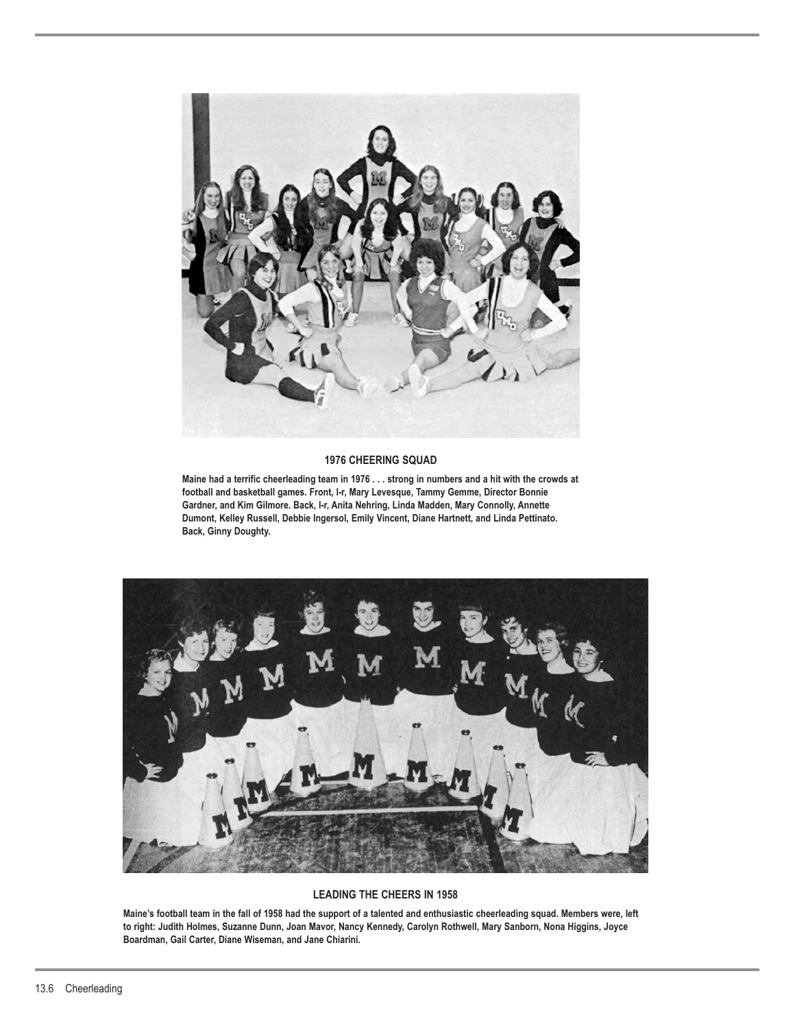**1976 CHEERING SQUAD**

**Maine had a terrific cheerleading team in 1976 . . . strong in numbers and a hit with the crowds at football and basketball games. Front, l-r, Mary Levesque, Tammy Gemme, Director Bonnie Gardner, and Kim Gilmore. Back, l-r, Anita Nehring, Linda Madden, Mary Connolly, Annette Dumont, Kelley Russell, Debbie Ingersol, Emily Vincent, Diane Hartnett, and Linda Pettinato. Back, Ginny Doughty.**

**LEADING THE CHEERS IN 1958**

**Maine's football team in the fall of 1958 had the support of a talented and enthusiastic cheerleading squad. Members were, left to right: Judith Holmes, Suzanne Dunn, Joan Mavor, Nancy Kennedy, Carolyn Rothwell, Mary Sanborn, Nona Higgins, Joyce Boardman, Gail Carter, Diane Wiseman, and Jane Chiarini.**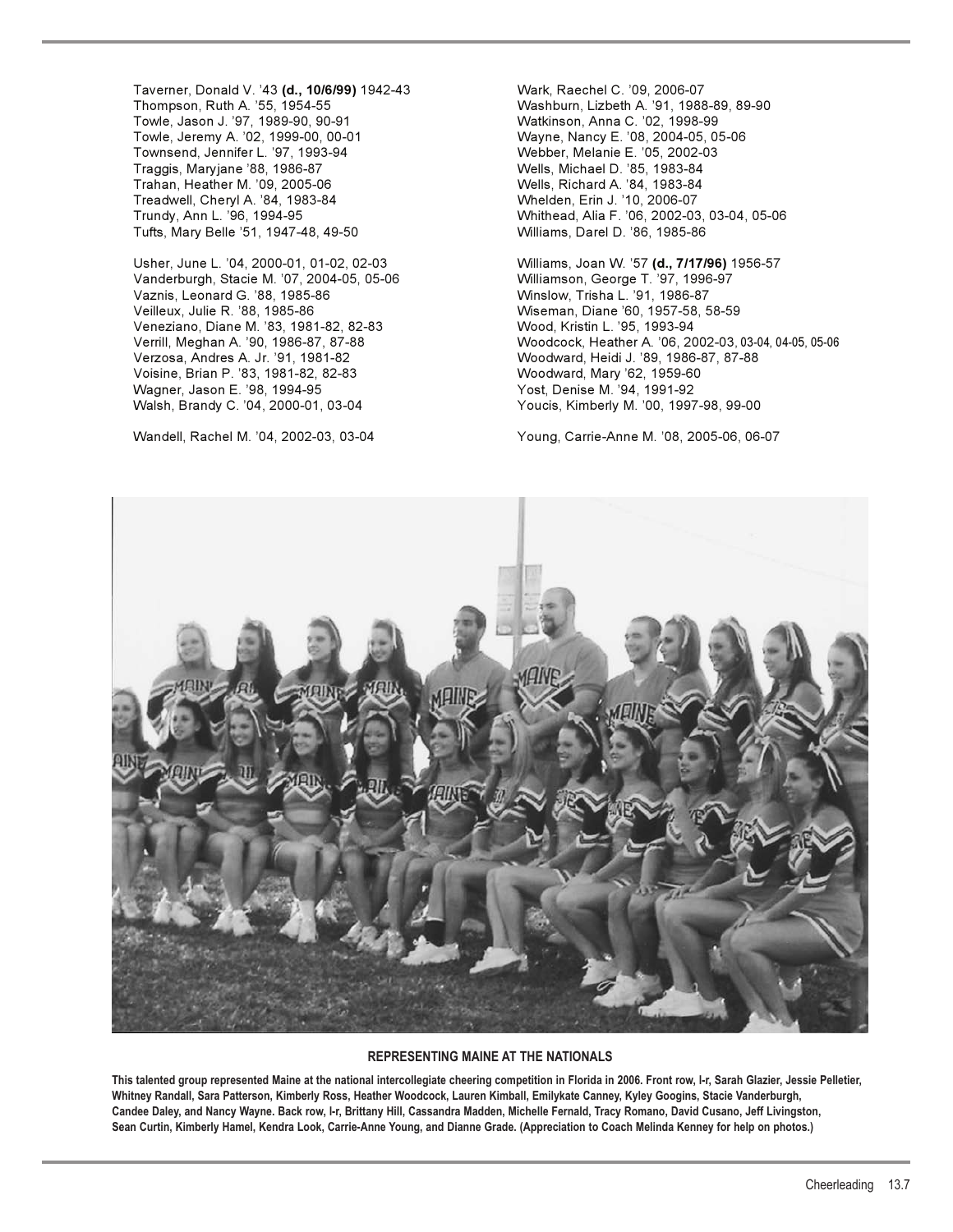Taverner, Donald V. '43 **(d., 10/6/99)** 1942-43
Thompson, Ruth A. '55, 1954-55
Towle, Jason J. '97, 1989-90, 90-91
Towle, Jeremy A. '02, 1999-00, 00-01
Townsend, Jennifer L. '97, 1993-94
Traggis, Maryjane '88, 1986-87
Trahan, Heather M. '09, 2005-06
Treadwell, Cheryl A. '84, 1983-84
Trundy, Ann L. '96, 1994-95
Tufts, Mary Belle '51, 1947-48, 49-50

Usher, June L. '04, 2000-01, 01-02, 02-03
Vanderburgh, Stacie M. '07, 2004-05, 05-06
Vaznis, Leonard G. '88, 1985-86
Veilleux, Julie R. '88, 1985-86
Veneziano, Diane M. '83, 1981-82, 82-83
Verrill, Meghan A. '90, 1986-87, 87-88
Verzosa, Andres A. Jr. '91, 1981-82
Voisine, Brian P. '83, 1981-82, 82-83
Wagner, Jason E. '98, 1994-95
Walsh, Brandy C. '04, 2000-01, 03-04

Wandell, Rachel M. '04, 2002-03, 03-04

Wark, Raechel C. '09, 2006-07
Washburn, Lizbeth A. '91, 1988-89, 89-90
Watkinson, Anna C. '02, 1998-99
Wayne, Nancy E. '08, 2004-05, 05-06
Webber, Melanie E. '05, 2002-03
Wells, Michael D. '85, 1983-84
Wells, Richard A. '84, 1983-84
Whelden, Erin J. '10, 2006-07
Whithead, Alia F. '06, 2002-03, 03-04, 05-06
Williams, Darel D. '86, 1985-86

Williams, Joan W. '57 **(d., 7/17/96)** 1956-57
Williamson, George T. '97, 1996-97
Winslow, Trisha L. '91, 1986-87
Wiseman, Diane '60, 1957-58, 58-59
Wood, Kristin L. '95, 1993-94
Woodcock, Heather A. '06, 2002-03, 03-04, 04-05, 05-06
Woodward, Heidi J. '89, 1986-87, 87-88
Woodward, Mary '62, 1959-60
Yost, Denise M. '94, 1991-92
Youcis, Kimberly M. '00, 1997-98, 99-00

Young, Carrie-Anne M. '08, 2005-06, 06-07

**REPRESENTING MAINE AT THE NATIONALS**

**This talented group represented Maine at the national intercollegiate cheering competition in Florida in 2006. Front row, l-r, Sarah Glazier, Jessie Pelletier, Whitney Randall, Sara Patterson, Kimberly Ross, Heather Woodcock, Lauren Kimball, Emilykate Canney, Kyley Googins, Stacie Vanderburgh, Candee Daley, and Nancy Wayne. Back row, l-r, Brittany Hill, Cassandra Madden, Michelle Fernald, Tracy Romano, David Cusano, Jeff Livingston, Sean Curtin, Kimberly Hamel, Kendra Look, Carrie-Anne Young, and Dianne Grade. (Appreciation to Coach Melinda Kenney for help on photos.)**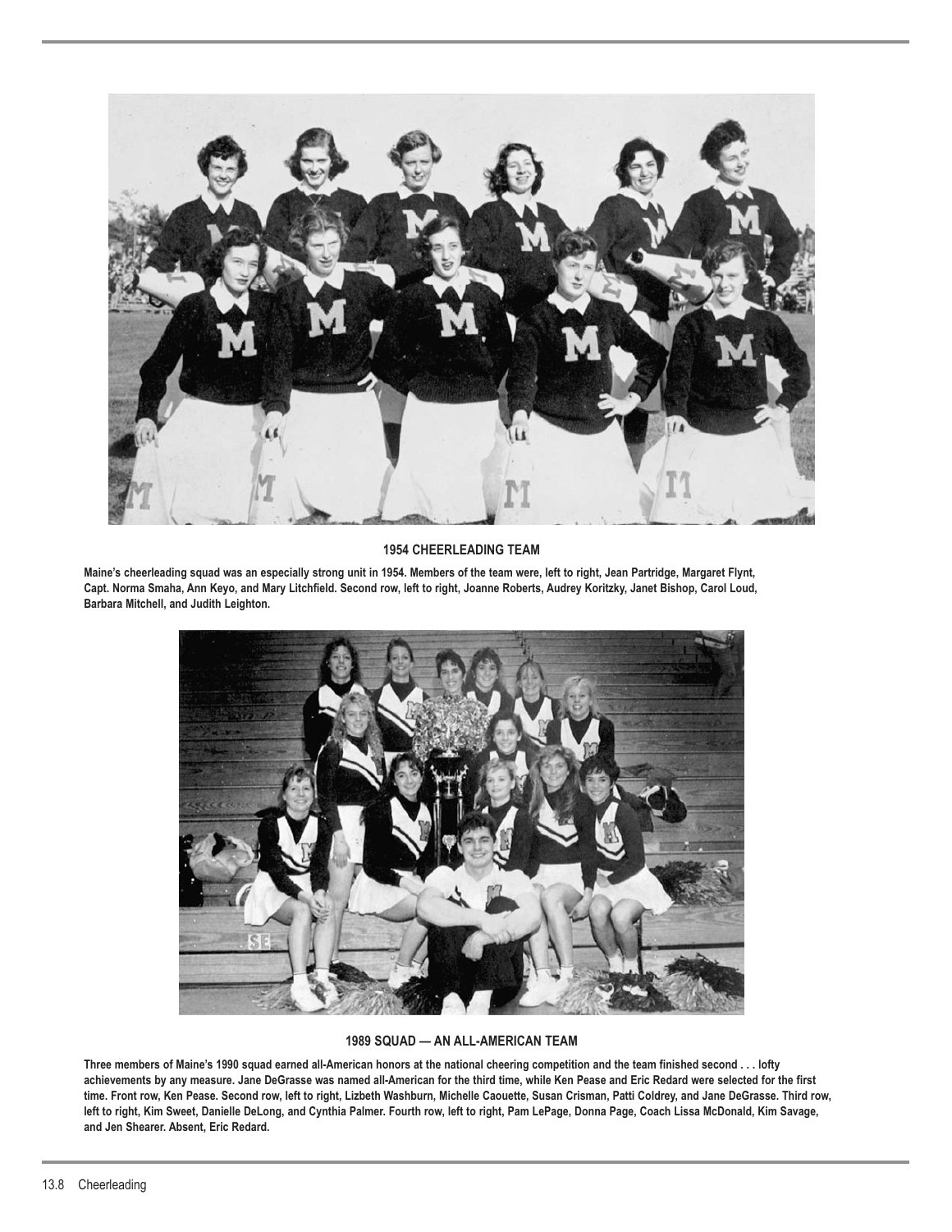**1954 CHEERLEADING TEAM**

**Maine's cheerleading squad was an especially strong unit in 1954. Members of the team were, left to right, Jean Partridge, Margaret Flynt, Capt. Norma Smaha, Ann Keyo, and Mary Litchfield. Second row, left to right, Joanne Roberts, Audrey Koritzky, Janet Bishop, Carol Loud, Barbara Mitchell, and Judith Leighton.**

**1989 SQUAD — AN ALL-AMERICAN TEAM**

**Three members of Maine's 1990 squad earned all-American honors at the national cheering competition and the team finished second . . . lofty achievements by any measure. Jane DeGrasse was named all-American for the third time, while Ken Pease and Eric Redard were selected for the first time. Front row, Ken Pease. Second row, left to right, Lizbeth Washburn, Michelle Caouette, Susan Crisman, Patti Coldrey, and Jane DeGrasse. Third row, left to right, Kim Sweet, Danielle DeLong, and Cynthia Palmer. Fourth row, left to right, Pam LePage, Donna Page, Coach Lissa McDonald, Kim Savage, and Jen Shearer. Absent, Eric Redard.**